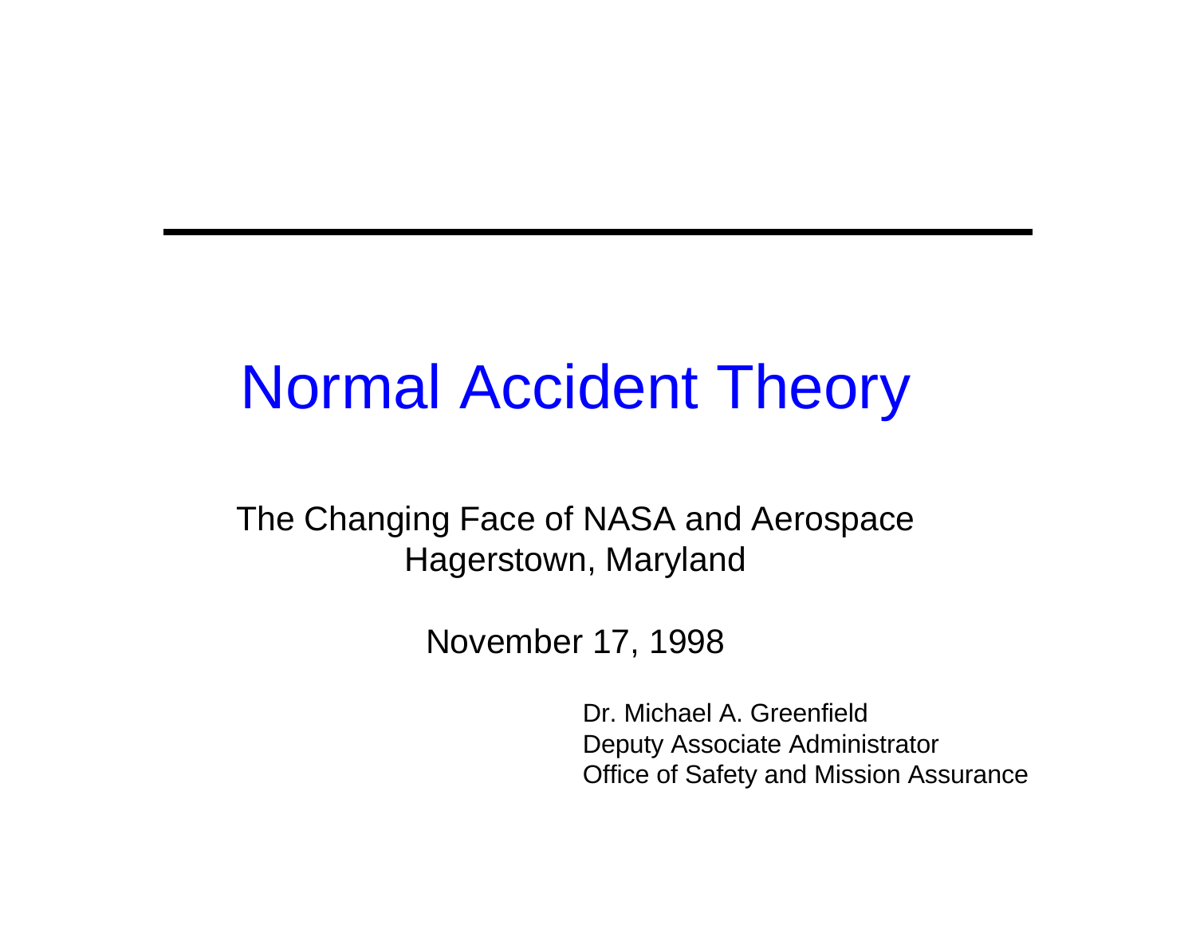# Normal Accident Theory

The Changing Face of NASA and Aerospace
Hagerstown, Maryland

November 17, 1998

Dr. Michael A. Greenfield
Deputy Associate Administrator
Office of Safety and Mission Assurance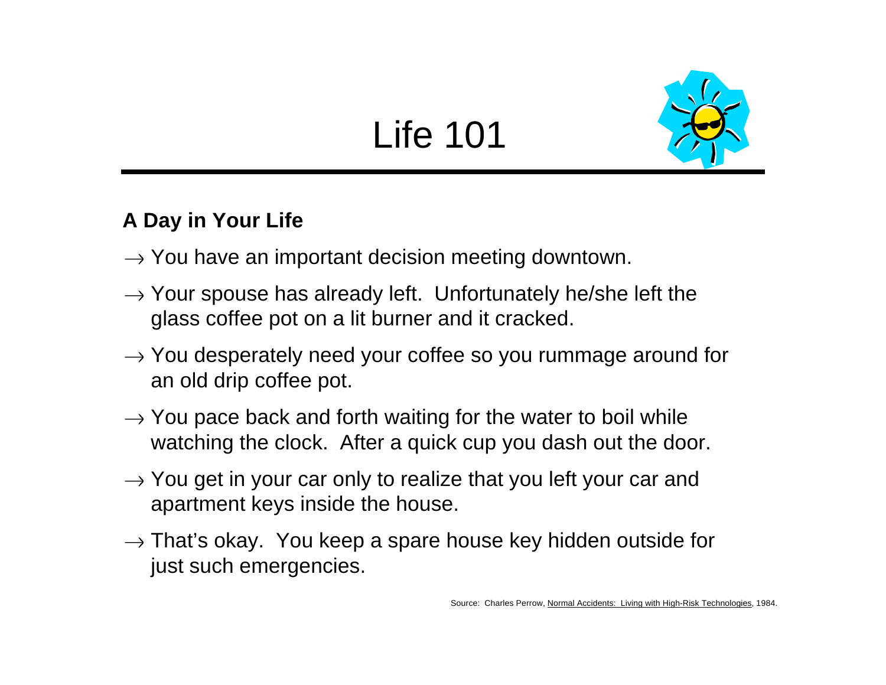# Life 101

**A Day in Your Life**

→ You have an important decision meeting downtown.

→ Your spouse has already left. Unfortunately he/she left the glass coffee pot on a lit burner and it cracked.

→ You desperately need your coffee so you rummage around for an old drip coffee pot.

→ You pace back and forth waiting for the water to boil while watching the clock. After a quick cup you dash out the door.

→ You get in your car only to realize that you left your car and apartment keys inside the house.

→ That's okay. You keep a spare house key hidden outside for just such emergencies.

Source: Charles Perrow, Normal Accidents: Living with High-Risk Technologies, 1984.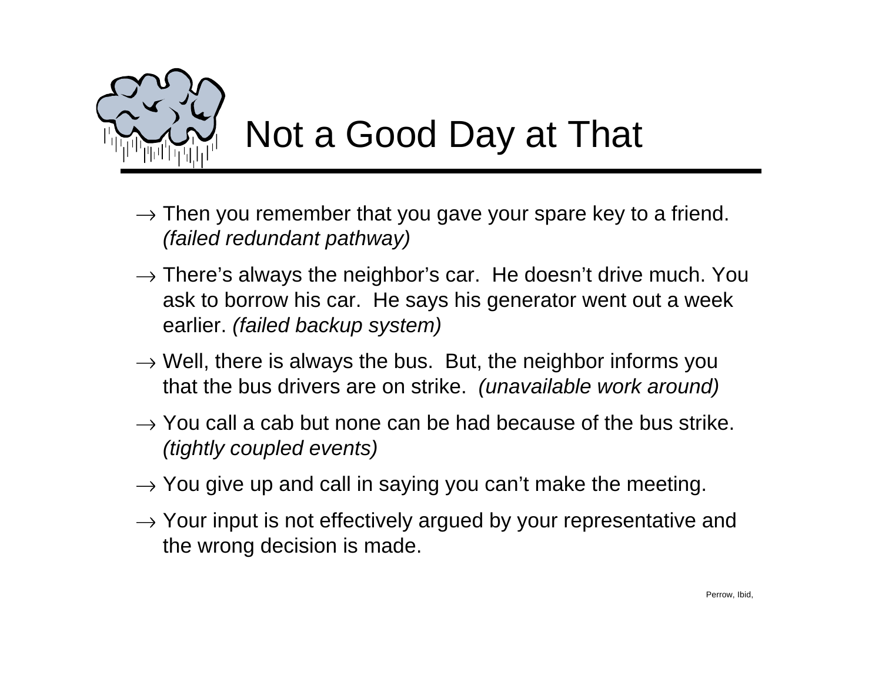# Not a Good Day at That

- → Then you remember that you gave your spare key to a friend. *(failed redundant pathway)*
- → There's always the neighbor's car. He doesn't drive much. You ask to borrow his car. He says his generator went out a week earlier. *(failed backup system)*
- → Well, there is always the bus. But, the neighbor informs you that the bus drivers are on strike. *(unavailable work around)*
- → You call a cab but none can be had because of the bus strike. *(tightly coupled events)*
- → You give up and call in saying you can't make the meeting.
- → Your input is not effectively argued by your representative and the wrong decision is made.

Perrow, Ibid,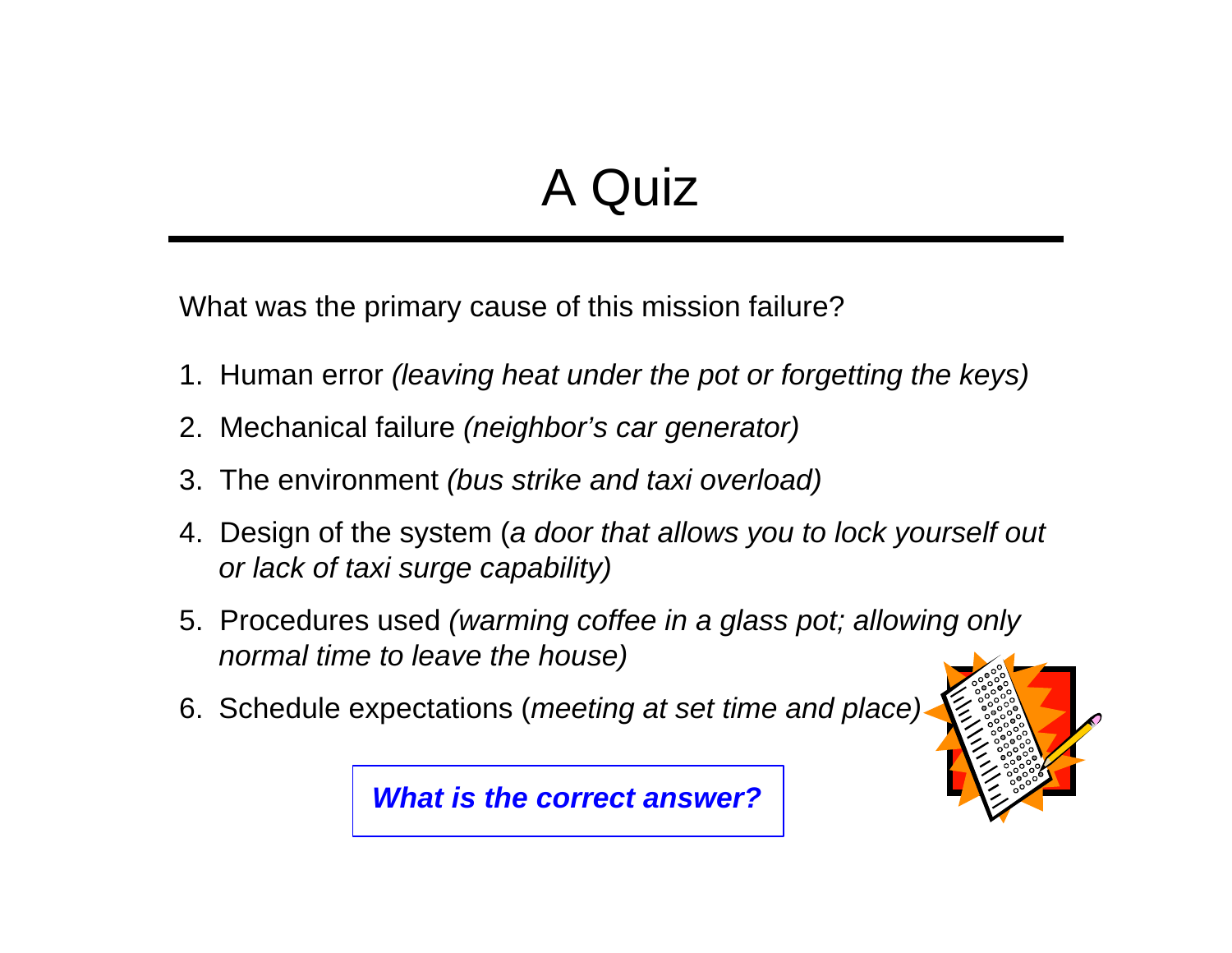# A Quiz

What was the primary cause of this mission failure?

1. Human error *(leaving heat under the pot or forgetting the keys)*
2. Mechanical failure *(neighbor's car generator)*
3. The environment *(bus strike and taxi overload)*
4. Design of the system (*a door that allows you to lock yourself out or lack of taxi surge capability)*
5. Procedures used *(warming coffee in a glass pot; allowing only normal time to leave the house)*
6. Schedule expectations (*meeting at set time and place)*

***What is the correct answer?***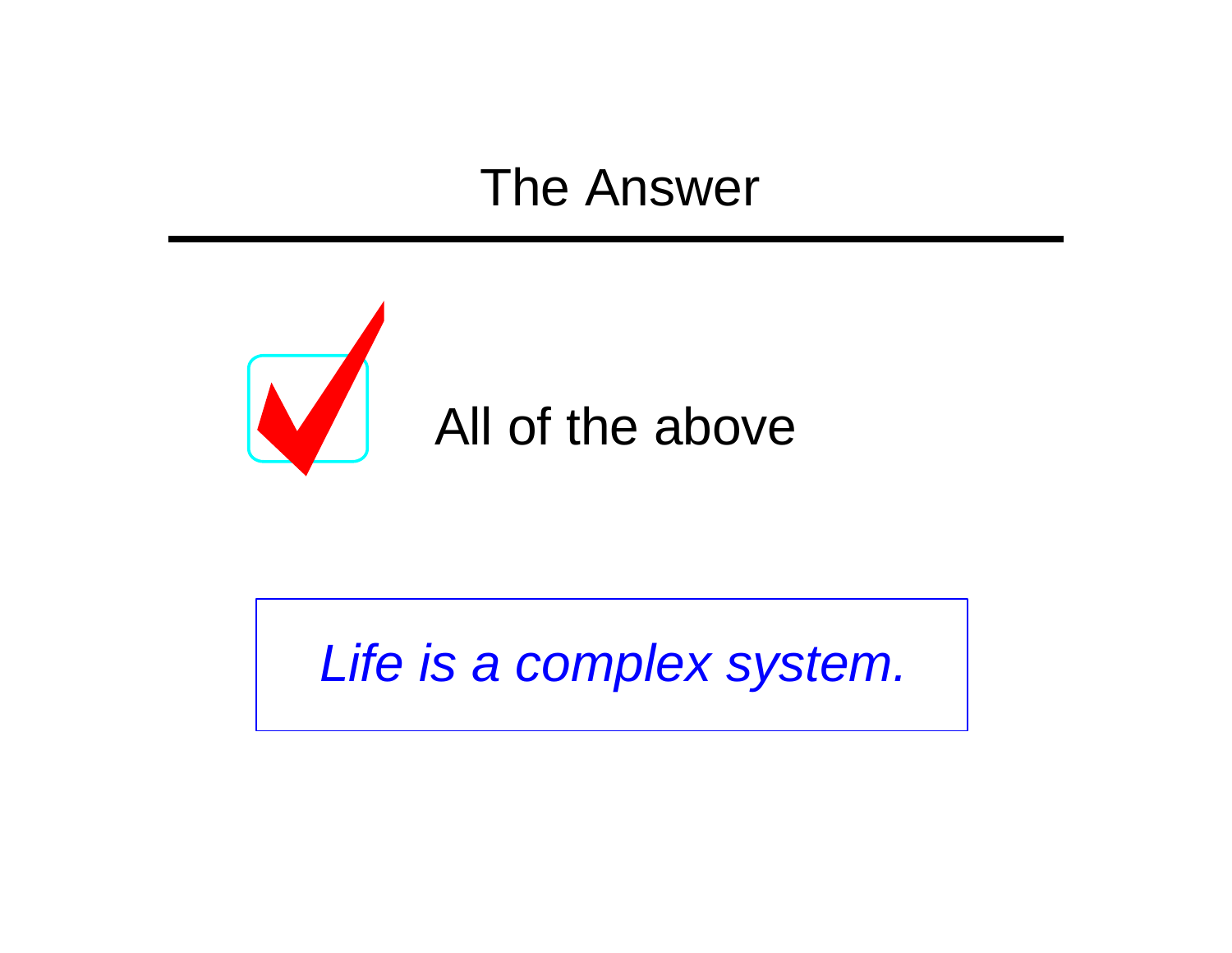# The Answer

☑ All of the above

*Life is a complex system.*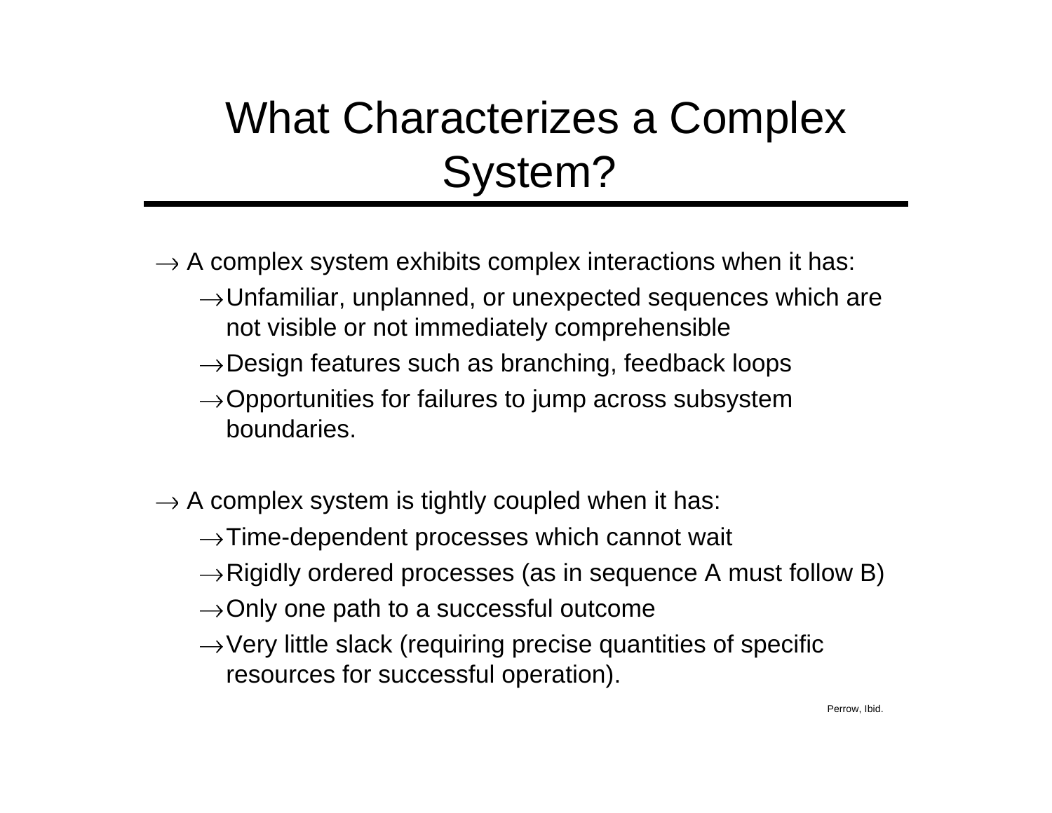# What Characterizes a Complex System?

- A complex system exhibits complex interactions when it has:
  - Unfamiliar, unplanned, or unexpected sequences which are not visible or not immediately comprehensible
  - Design features such as branching, feedback loops
  - Opportunities for failures to jump across subsystem boundaries.

- A complex system is tightly coupled when it has:
  - Time-dependent processes which cannot wait
  - Rigidly ordered processes (as in sequence A must follow B)
  - Only one path to a successful outcome
  - Very little slack (requiring precise quantities of specific resources for successful operation).

Perrow, Ibid.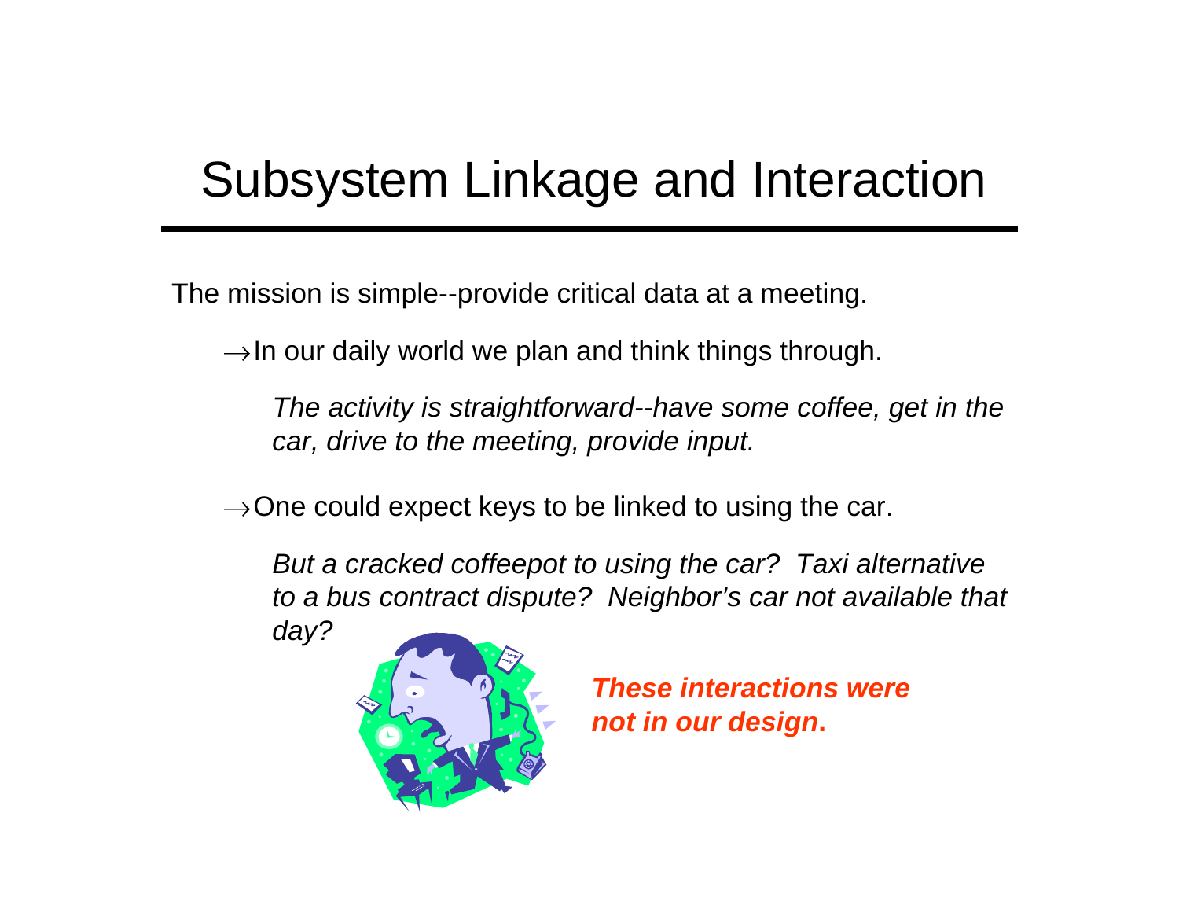# Subsystem Linkage and Interaction

The mission is simple--provide critical data at a meeting.

→In our daily world we plan and think things through.

*The activity is straightforward--have some coffee, get in the car, drive to the meeting, provide input.*

→One could expect keys to be linked to using the car.

*But a cracked coffeepot to using the car? Taxi alternative to a bus contract dispute? Neighbor's car not available that day?*

***These interactions were not in our design*.**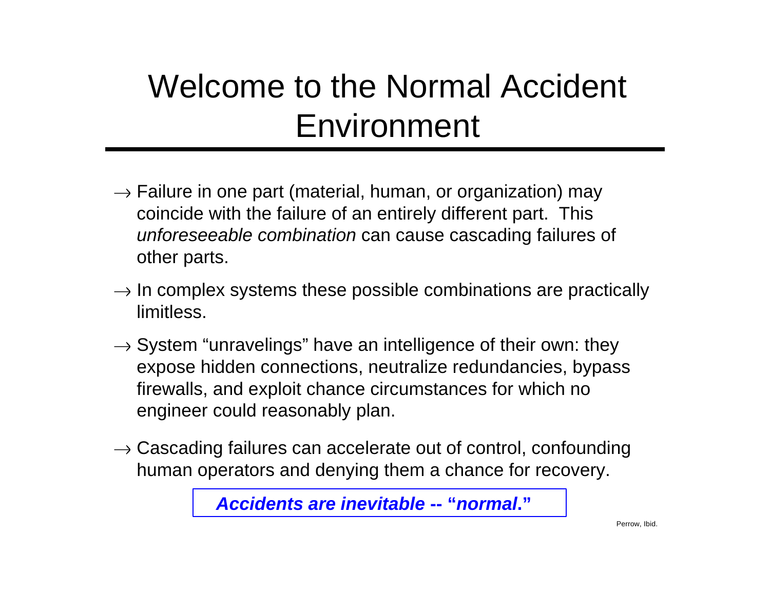# Welcome to the Normal Accident Environment

- → Failure in one part (material, human, or organization) may coincide with the failure of an entirely different part. This *unforeseeable combination* can cause cascading failures of other parts.
- → In complex systems these possible combinations are practically limitless.
- → System "unravelings" have an intelligence of their own: they expose hidden connections, neutralize redundancies, bypass firewalls, and exploit chance circumstances for which no engineer could reasonably plan.
- → Cascading failures can accelerate out of control, confounding human operators and denying them a chance for recovery.

***Accidents are inevitable -- "normal."***

Perrow, Ibid.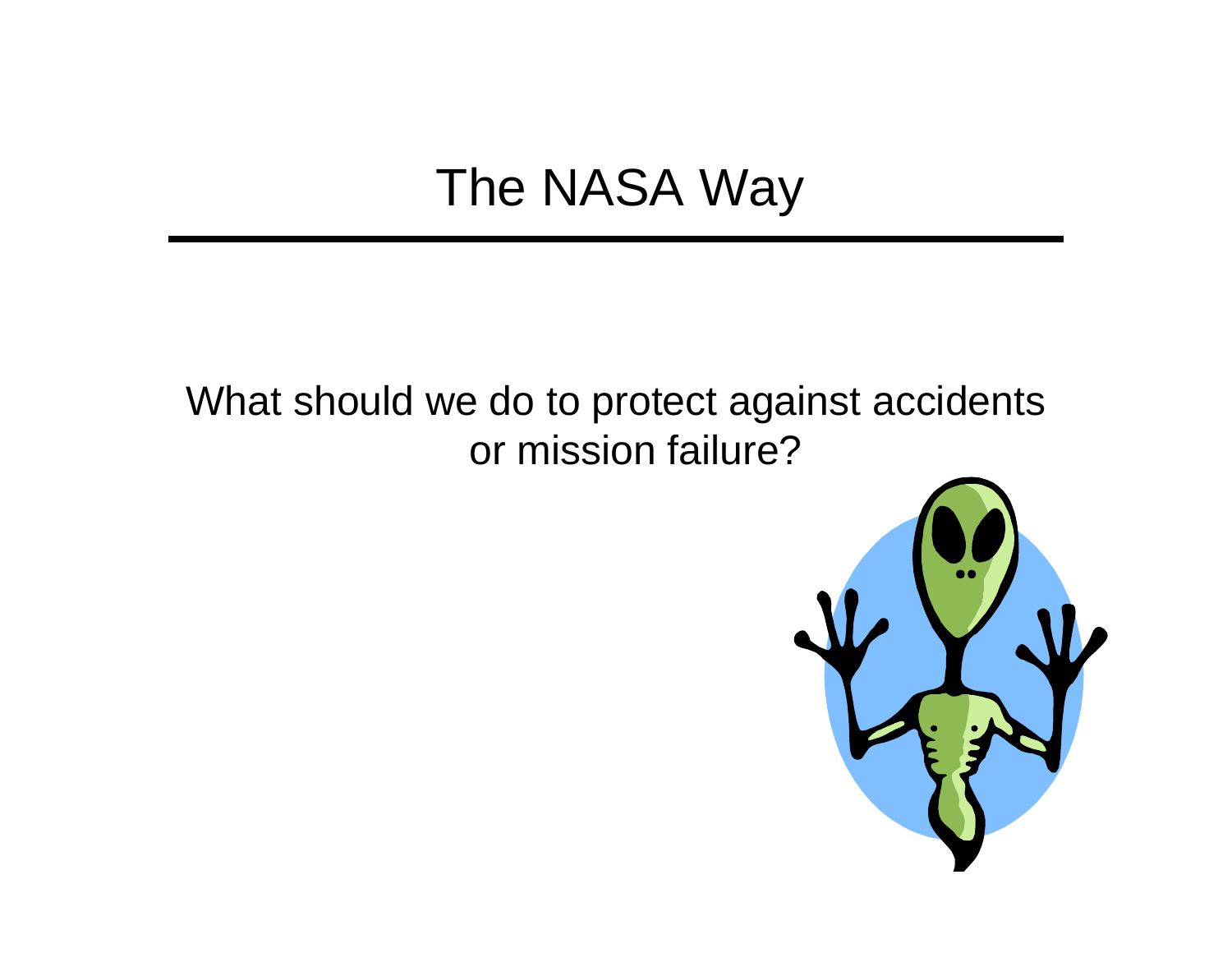# The NASA Way

What should we do to protect against accidents or mission failure?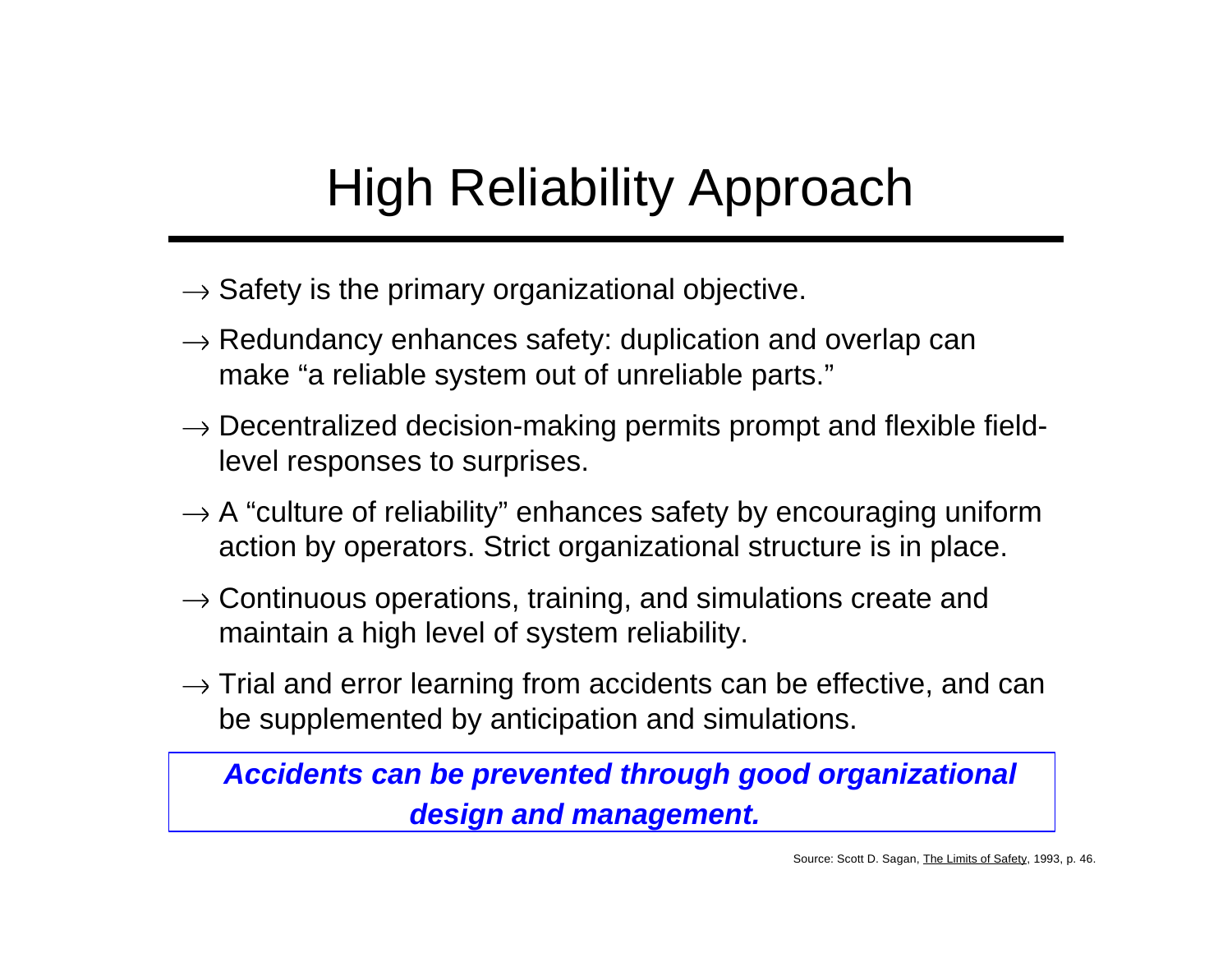# High Reliability Approach

- → Safety is the primary organizational objective.
- → Redundancy enhances safety: duplication and overlap can make "a reliable system out of unreliable parts."
- → Decentralized decision-making permits prompt and flexible field-level responses to surprises.
- → A "culture of reliability" enhances safety by encouraging uniform action by operators. Strict organizational structure is in place.
- → Continuous operations, training, and simulations create and maintain a high level of system reliability.
- → Trial and error learning from accidents can be effective, and can be supplemented by anticipation and simulations.

***Accidents can be prevented through good organizational design and management.***

Source: Scott D. Sagan, The Limits of Safety, 1993, p. 46.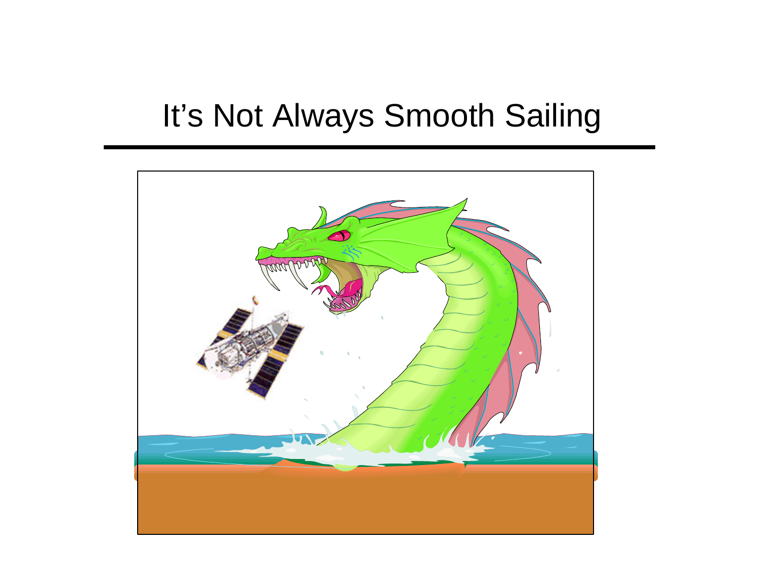# It's Not Always Smooth Sailing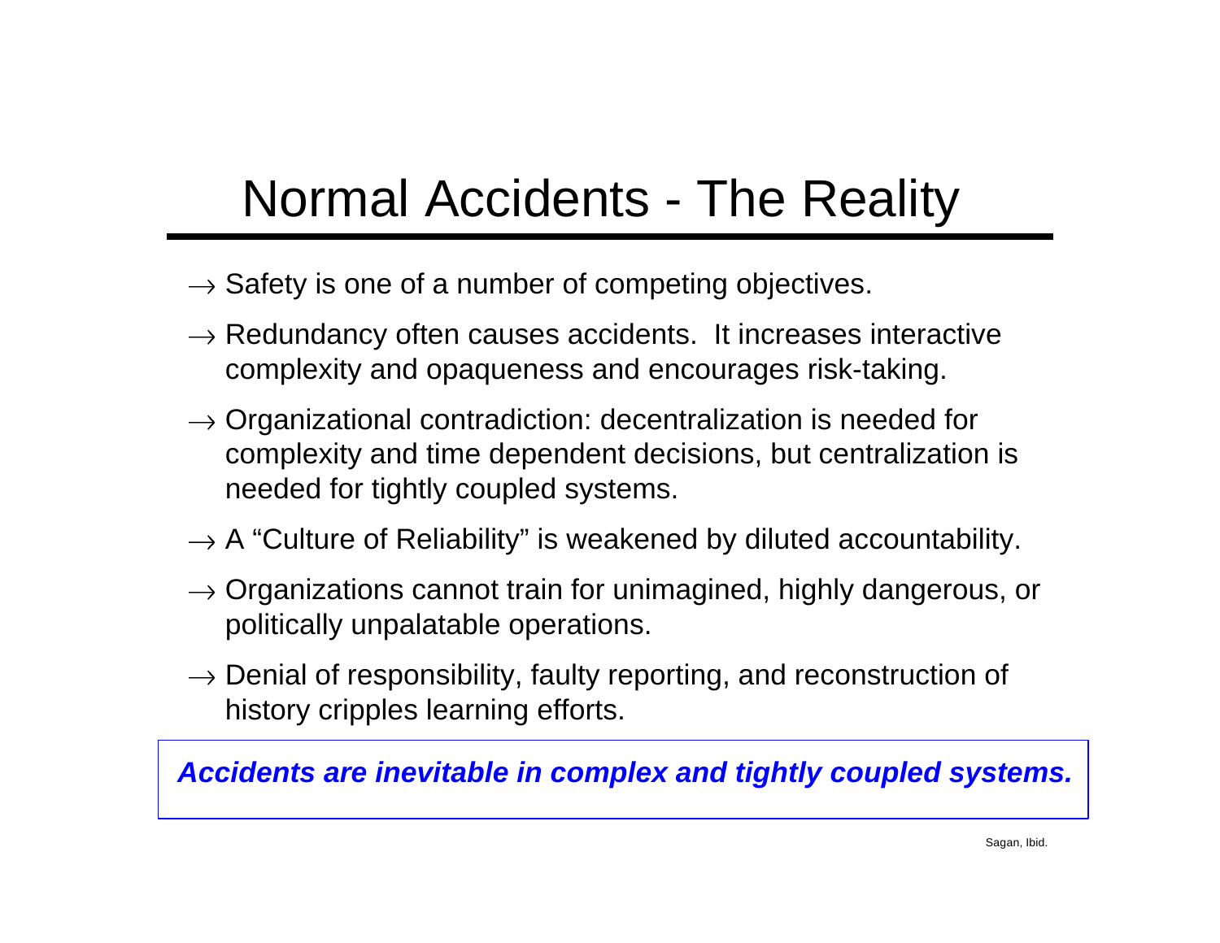# Normal Accidents - The Reality

- → Safety is one of a number of competing objectives.
- → Redundancy often causes accidents. It increases interactive complexity and opaqueness and encourages risk-taking.
- → Organizational contradiction: decentralization is needed for complexity and time dependent decisions, but centralization is needed for tightly coupled systems.
- → A "Culture of Reliability" is weakened by diluted accountability.
- → Organizations cannot train for unimagined, highly dangerous, or politically unpalatable operations.
- → Denial of responsibility, faulty reporting, and reconstruction of history cripples learning efforts.

***Accidents are inevitable in complex and tightly coupled systems.***

Sagan, Ibid.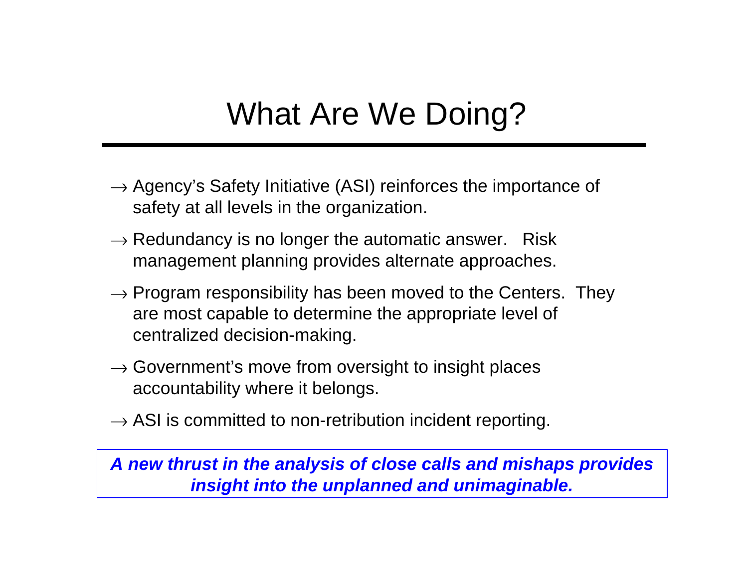# What Are We Doing?

- → Agency's Safety Initiative (ASI) reinforces the importance of safety at all levels in the organization.
- → Redundancy is no longer the automatic answer. Risk management planning provides alternate approaches.
- → Program responsibility has been moved to the Centers. They are most capable to determine the appropriate level of centralized decision-making.
- → Government's move from oversight to insight places accountability where it belongs.
- → ASI is committed to non-retribution incident reporting.

***A new thrust in the analysis of close calls and mishaps provides insight into the unplanned and unimaginable.***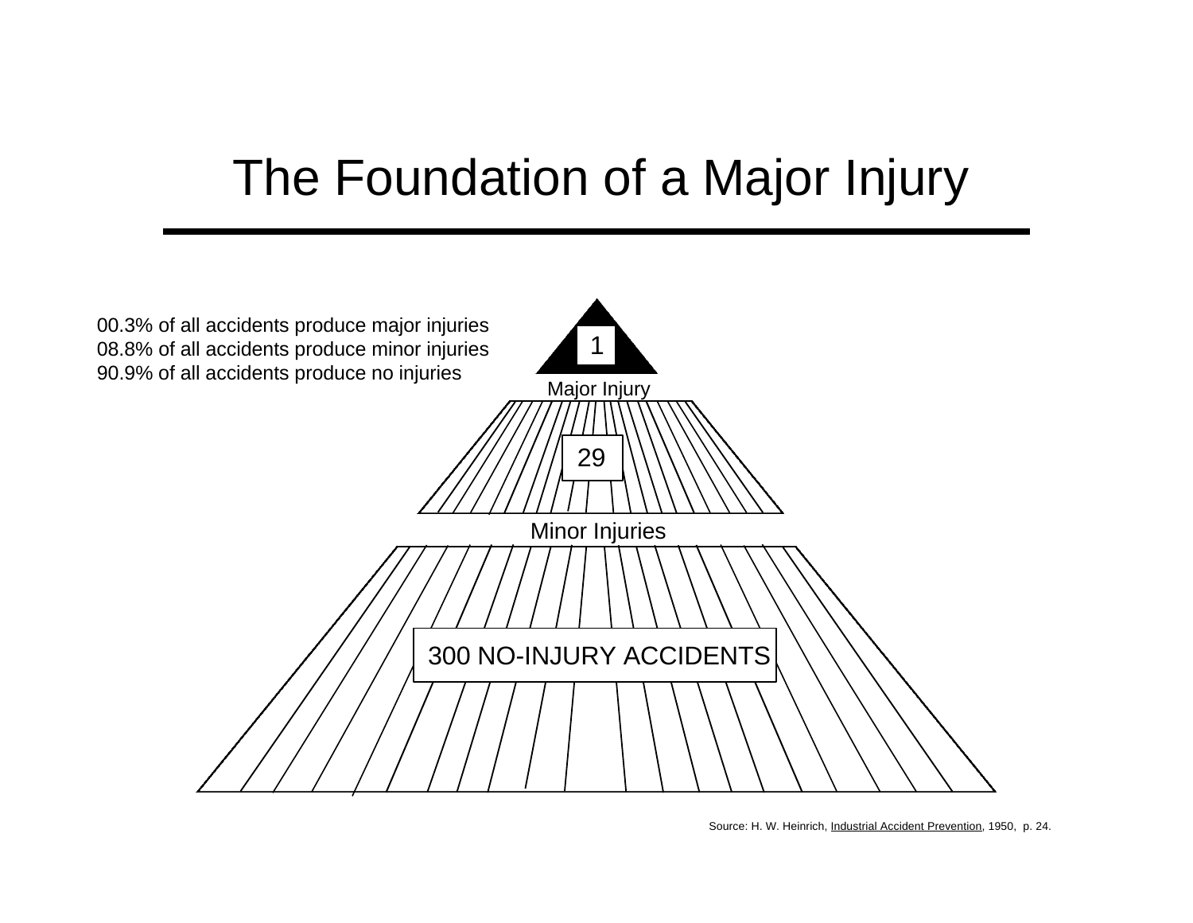# The Foundation of a Major Injury

00.3% of all accidents produce major injuries
08.8% of all accidents produce minor injuries
90.9% of all accidents produce no injuries

1

Major Injury

29

Minor Injuries

300 NO-INJURY ACCIDENTS

Source: H. W. Heinrich, Industrial Accident Prevention, 1950, p. 24.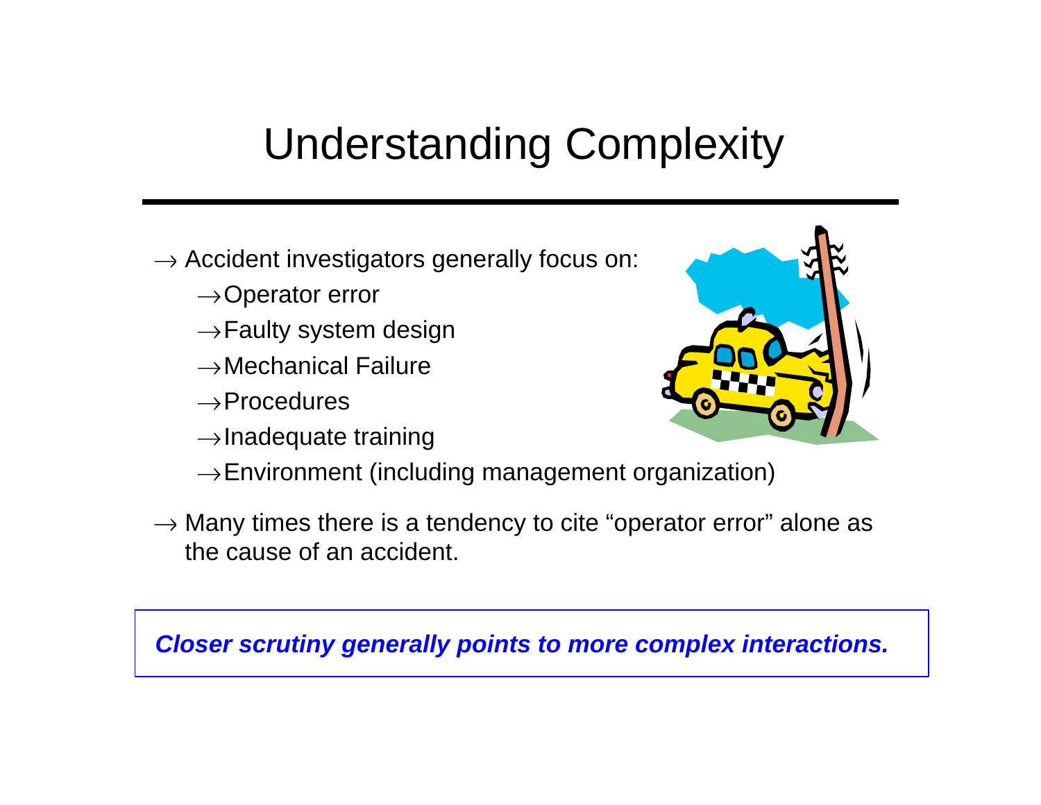# Understanding Complexity

→ Accident investigators generally focus on:

- →Operator error
- →Faulty system design
- →Mechanical Failure
- →Procedures
- →Inadequate training
- →Environment (including management organization)

→ Many times there is a tendency to cite "operator error" alone as the cause of an accident.

***Closer scrutiny generally points to more complex interactions.***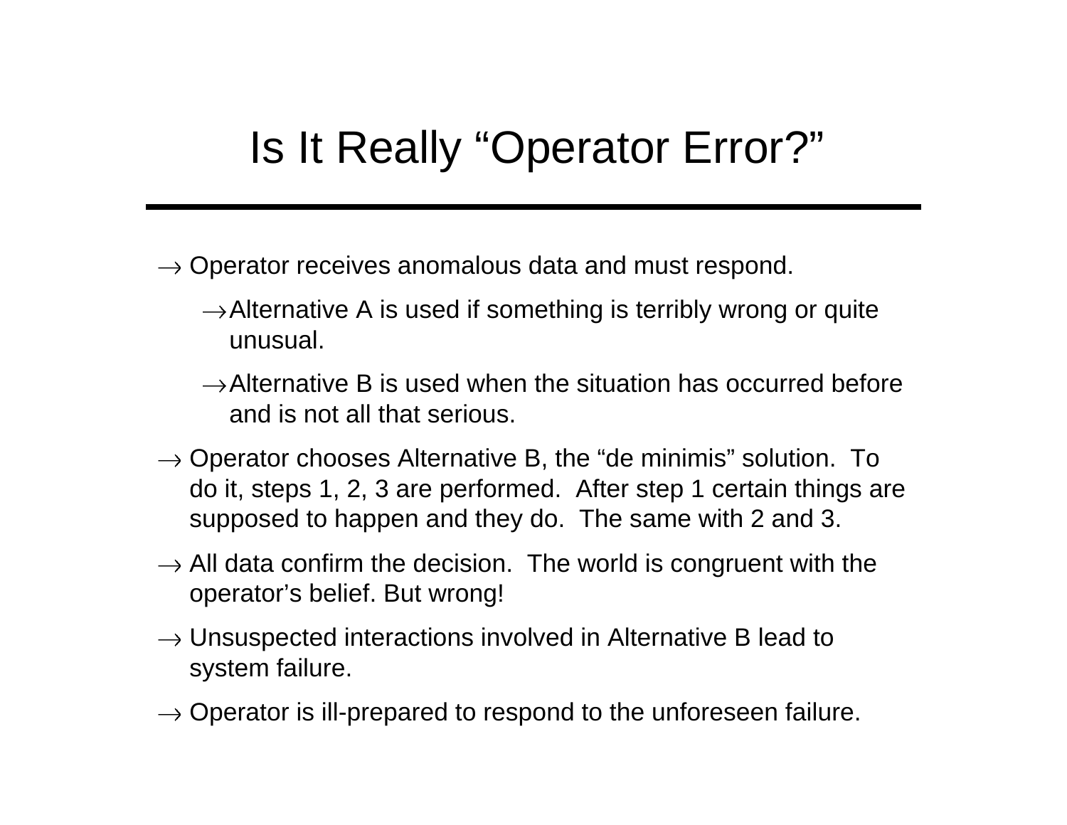# Is It Really "Operator Error?"

- Operator receives anomalous data and must respond.
  - Alternative A is used if something is terribly wrong or quite unusual.
  - Alternative B is used when the situation has occurred before and is not all that serious.
- Operator chooses Alternative B, the "de minimis" solution. To do it, steps 1, 2, 3 are performed. After step 1 certain things are supposed to happen and they do. The same with 2 and 3.
- All data confirm the decision. The world is congruent with the operator's belief. But wrong!
- Unsuspected interactions involved in Alternative B lead to system failure.
- Operator is ill-prepared to respond to the unforeseen failure.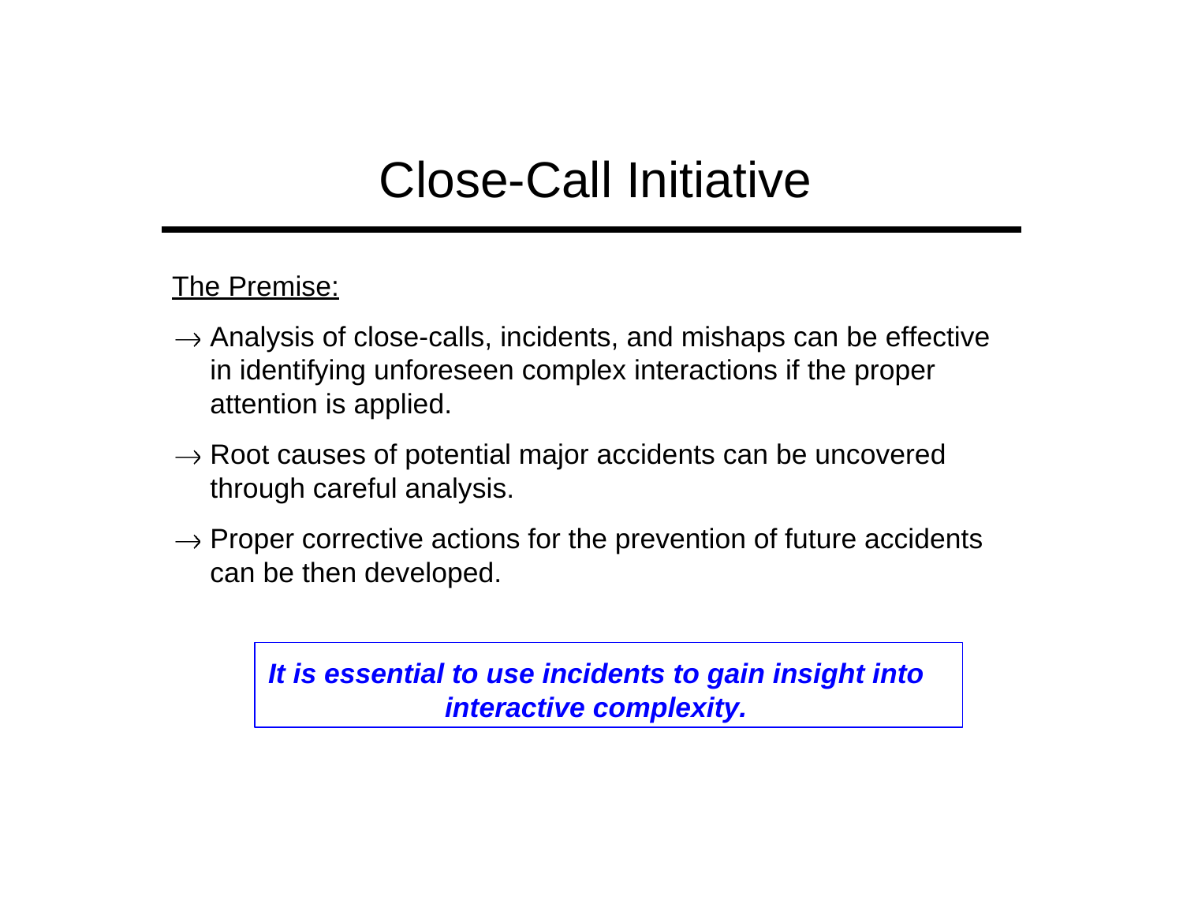# Close-Call Initiative

The Premise:

→ Analysis of close-calls, incidents, and mishaps can be effective in identifying unforeseen complex interactions if the proper attention is applied.

→ Root causes of potential major accidents can be uncovered through careful analysis.

→ Proper corrective actions for the prevention of future accidents can be then developed.

***It is essential to use incidents to gain insight into interactive complexity.***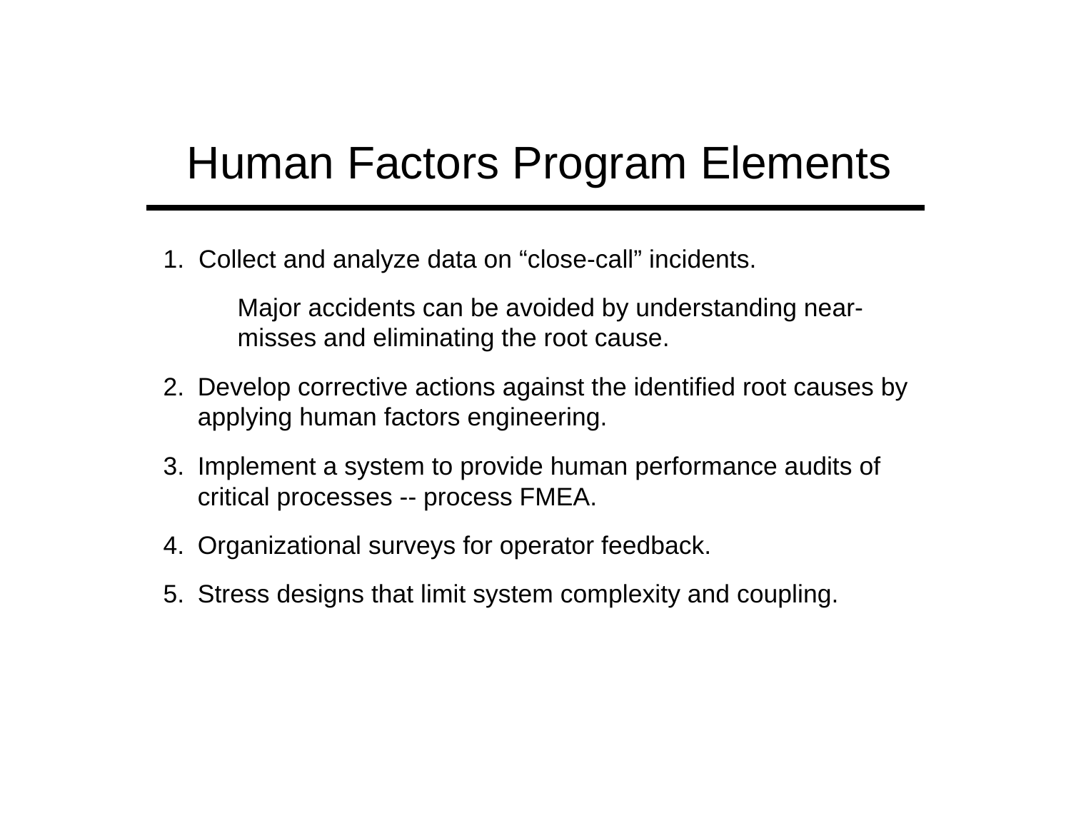# Human Factors Program Elements

1. Collect and analyze data on "close-call" incidents.

   Major accidents can be avoided by understanding near-misses and eliminating the root cause.

2. Develop corrective actions against the identified root causes by applying human factors engineering.

3. Implement a system to provide human performance audits of critical processes -- process FMEA.

4. Organizational surveys for operator feedback.

5. Stress designs that limit system complexity and coupling.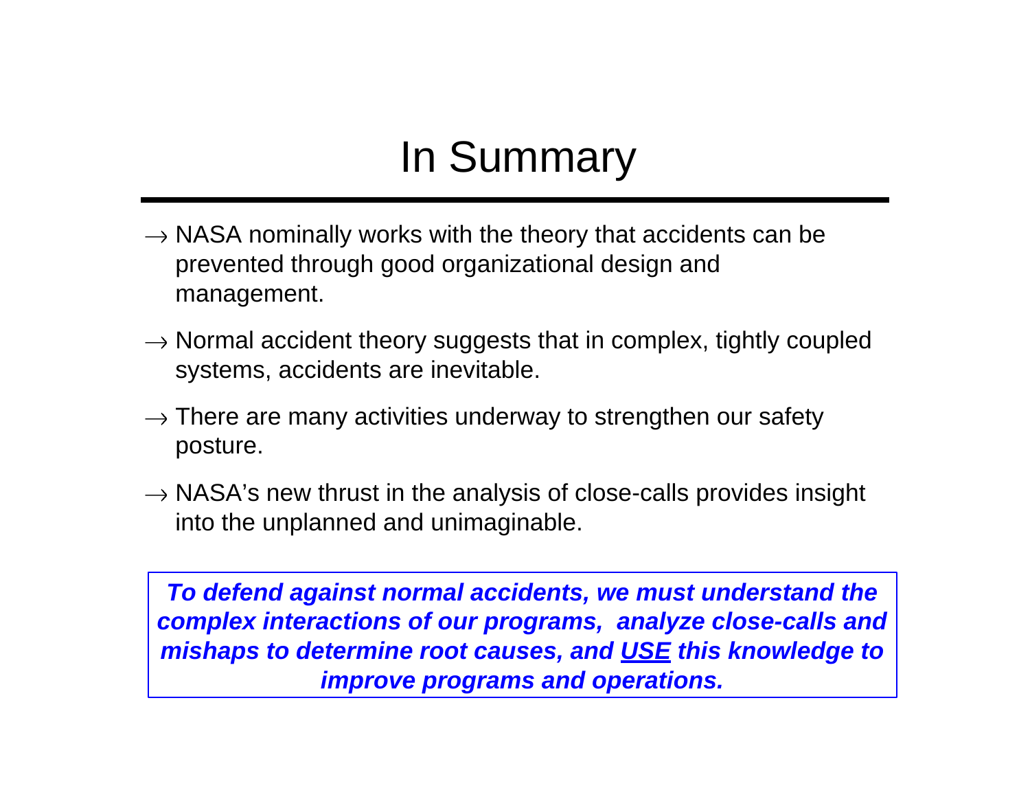# In Summary

- → NASA nominally works with the theory that accidents can be prevented through good organizational design and management.
- → Normal accident theory suggests that in complex, tightly coupled systems, accidents are inevitable.
- → There are many activities underway to strengthen our safety posture.
- → NASA's new thrust in the analysis of close-calls provides insight into the unplanned and unimaginable.

***To defend against normal accidents, we must understand the complex interactions of our programs, analyze close-calls and mishaps to determine root causes, and <u>USE</u> this knowledge to improve programs and operations.***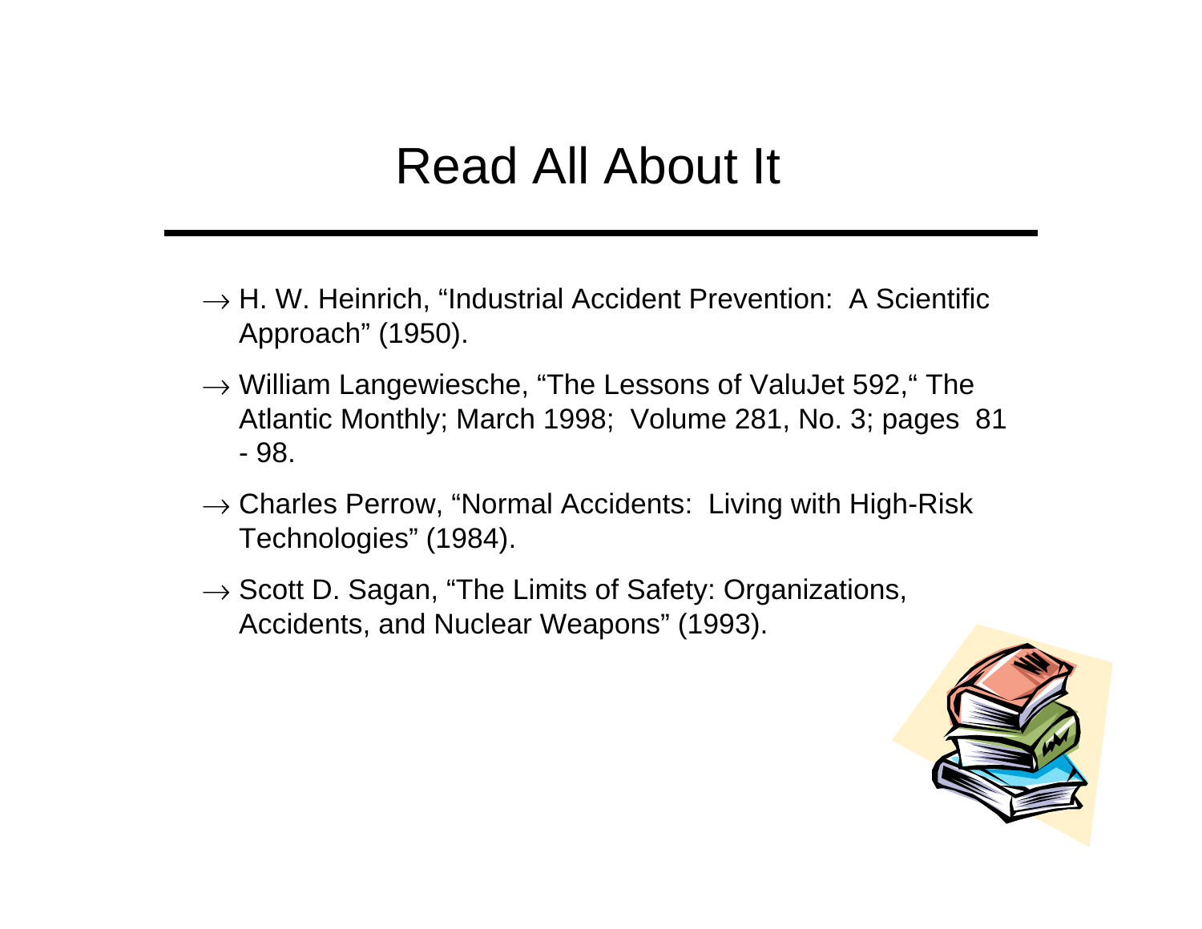# Read All About It

- → H. W. Heinrich, "Industrial Accident Prevention: A Scientific Approach" (1950).
- → William Langewiesche, "The Lessons of ValuJet 592," The Atlantic Monthly; March 1998; Volume 281, No. 3; pages 81 - 98.
- → Charles Perrow, "Normal Accidents: Living with High-Risk Technologies" (1984).
- → Scott D. Sagan, "The Limits of Safety: Organizations, Accidents, and Nuclear Weapons" (1993).